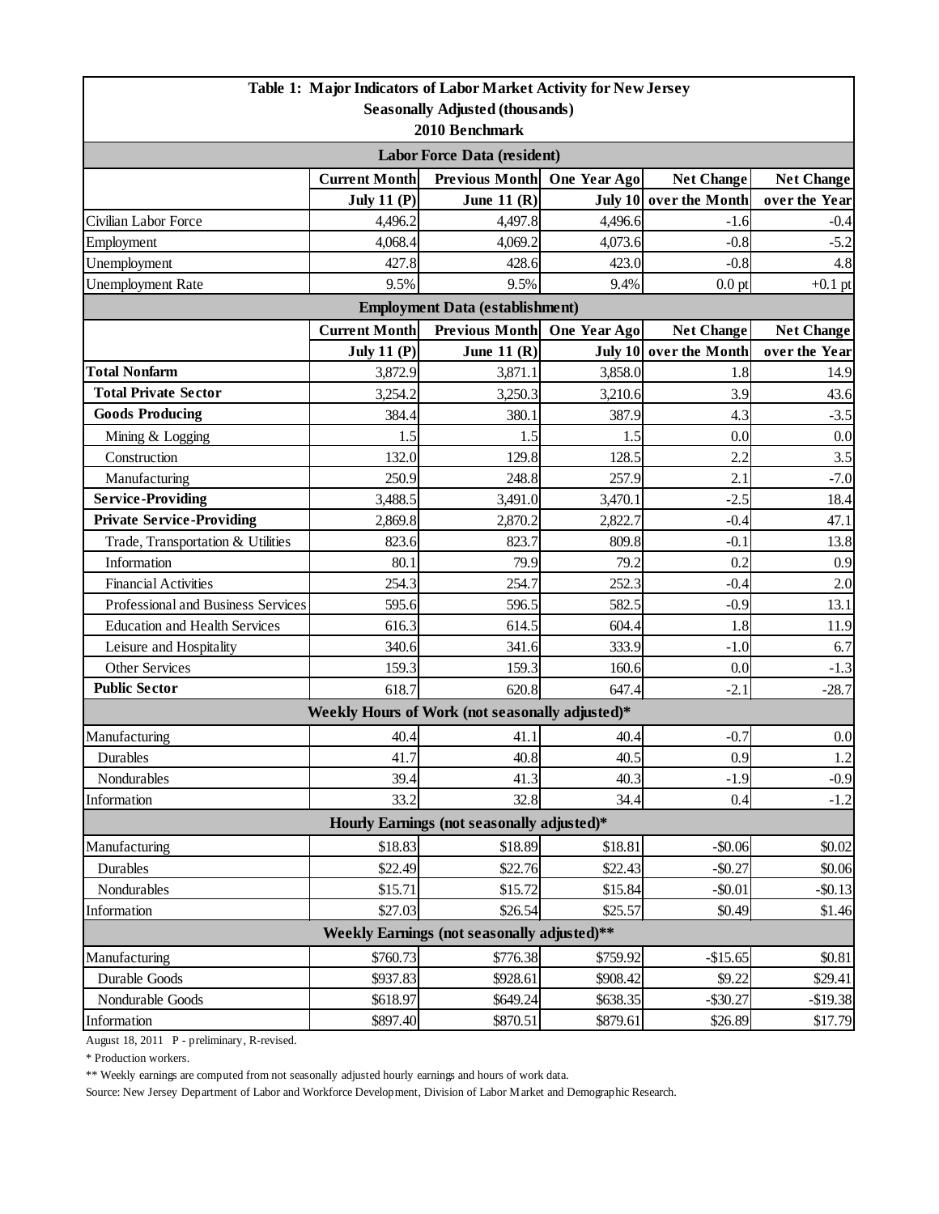# Table 1: Major Indicators of Labor Market Activity for New Jersey

**Seasonally Adjusted (thousands)**

**2010 Benchmark**

| | Current Month | Previous Month | One Year Ago | Net Change | Net Change |
|---|---|---|---|---|---|
| | July 11 (P) | June 11 (R) | July 10 | over the Month | over the Year |
| **Labor Force Data (resident)** | | | | | |
| Civilian Labor Force | 4,496.2 | 4,497.8 | 4,496.6 | -1.6 | -0.4 |
| Employment | 4,068.4 | 4,069.2 | 4,073.6 | -0.8 | -5.2 |
| Unemployment | 427.8 | 428.6 | 423.0 | -0.8 | 4.8 |
| Unemployment Rate | 9.5% | 9.5% | 9.4% | 0.0 pt | +0.1 pt |
| **Employment Data (establishment)** | | | | | |
| **Total Nonfarm** | 3,872.9 | 3,871.1 | 3,858.0 | 1.8 | 14.9 |
| **Total Private Sector** | 3,254.2 | 3,250.3 | 3,210.6 | 3.9 | 43.6 |
| **Goods Producing** | 384.4 | 380.1 | 387.9 | 4.3 | -3.5 |
| Mining & Logging | 1.5 | 1.5 | 1.5 | 0.0 | 0.0 |
| Construction | 132.0 | 129.8 | 128.5 | 2.2 | 3.5 |
| Manufacturing | 250.9 | 248.8 | 257.9 | 2.1 | -7.0 |
| **Service-Providing** | 3,488.5 | 3,491.0 | 3,470.1 | -2.5 | 18.4 |
| **Private Service-Providing** | 2,869.8 | 2,870.2 | 2,822.7 | -0.4 | 47.1 |
| Trade, Transportation & Utilities | 823.6 | 823.7 | 809.8 | -0.1 | 13.8 |
| Information | 80.1 | 79.9 | 79.2 | 0.2 | 0.9 |
| Financial Activities | 254.3 | 254.7 | 252.3 | -0.4 | 2.0 |
| Professional and Business Services | 595.6 | 596.5 | 582.5 | -0.9 | 13.1 |
| Education and Health Services | 616.3 | 614.5 | 604.4 | 1.8 | 11.9 |
| Leisure and Hospitality | 340.6 | 341.6 | 333.9 | -1.0 | 6.7 |
| Other Services | 159.3 | 159.3 | 160.6 | 0.0 | -1.3 |
| **Public Sector** | 618.7 | 620.8 | 647.4 | -2.1 | -28.7 |
| **Weekly Hours of Work (not seasonally adjusted)*** | | | | | |
| Manufacturing | 40.4 | 41.1 | 40.4 | -0.7 | 0.0 |
| Durables | 41.7 | 40.8 | 40.5 | 0.9 | 1.2 |
| Nondurables | 39.4 | 41.3 | 40.3 | -1.9 | -0.9 |
| Information | 33.2 | 32.8 | 34.4 | 0.4 | -1.2 |
| **Hourly Earnings (not seasonally adjusted)*** | | | | | |
| Manufacturing | $18.83 | $18.89 | $18.81 | -$0.06 | $0.02 |
| Durables | $22.49 | $22.76 | $22.43 | -$0.27 | $0.06 |
| Nondurables | $15.71 | $15.72 | $15.84 | -$0.01 | -$0.13 |
| Information | $27.03 | $26.54 | $25.57 | $0.49 | $1.46 |
| **Weekly Earnings (not seasonally adjusted)**** | | | | | |
| Manufacturing | $760.73 | $776.38 | $759.92 | -$15.65 | $0.81 |
| Durable Goods | $937.83 | $928.61 | $908.42 | $9.22 | $29.41 |
| Nondurable Goods | $618.97 | $649.24 | $638.35 | -$30.27 | -$19.38 |
| Information | $897.40 | $870.51 | $879.61 | $26.89 | $17.79 |

August 18, 2011 P - preliminary, R-revised.

* Production workers.

** Weekly earnings are computed from not seasonally adjusted hourly earnings and hours of work data.

Source: New Jersey Department of Labor and Workforce Development, Division of Labor Market and Demographic Research.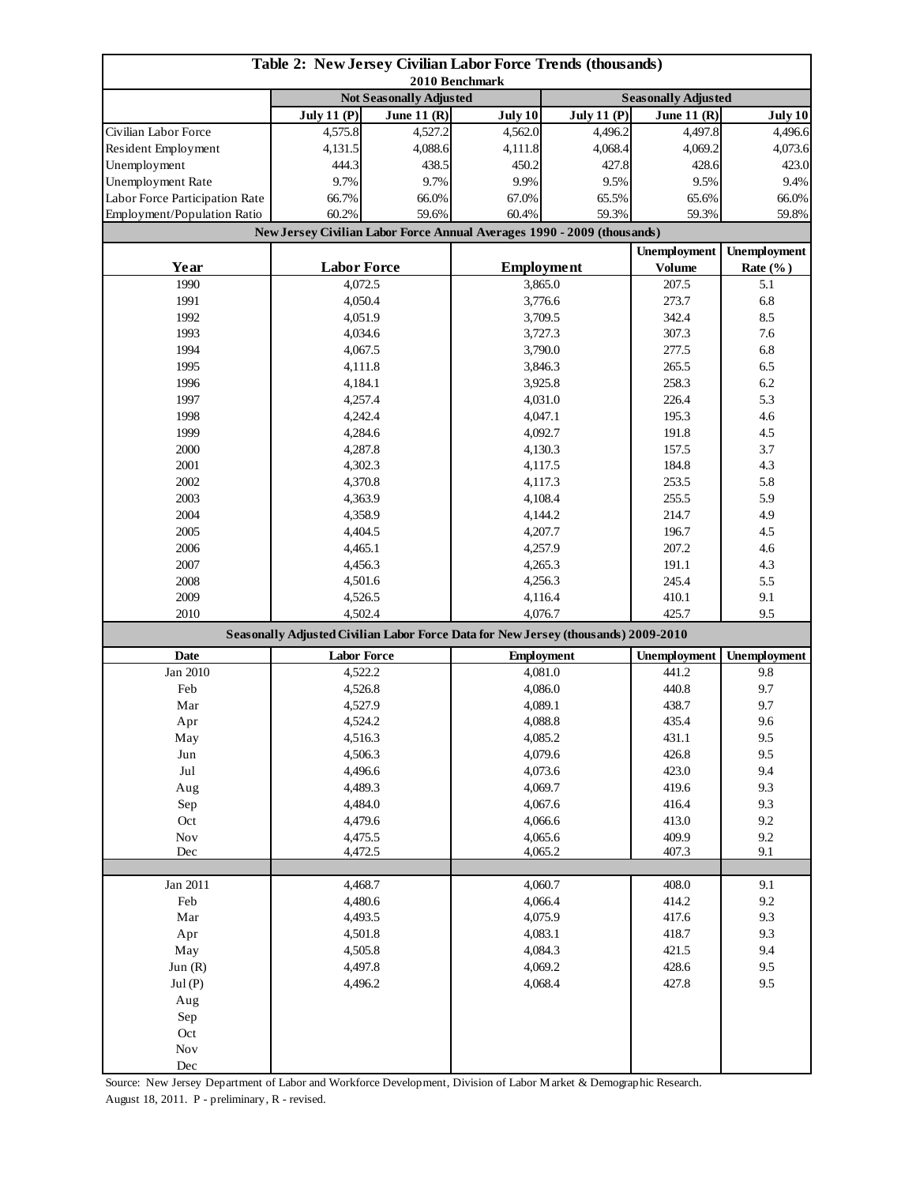# Table 2: New Jersey Civilian Labor Force Trends (thousands)

**2010 Benchmark**

| | Not Seasonally Adjusted | | | Seasonally Adjusted | | |
|---|---|---|---|---|---|---|
| | July 11 (P) | June 11 (R) | July 10 | July 11 (P) | June 11 (R) | July 10 |
| Civilian Labor Force | 4,575.8 | 4,527.2 | 4,562.0 | 4,496.2 | 4,497.8 | 4,496.6 |
| Resident Employment | 4,131.5 | 4,088.6 | 4,111.8 | 4,068.4 | 4,069.2 | 4,073.6 |
| Unemployment | 444.3 | 438.5 | 450.2 | 427.8 | 428.6 | 423.0 |
| Unemployment Rate | 9.7% | 9.7% | 9.9% | 9.5% | 9.5% | 9.4% |
| Labor Force Participation Rate | 66.7% | 66.0% | 67.0% | 65.5% | 65.6% | 66.0% |
| Employment/Population Ratio | 60.2% | 59.6% | 60.4% | 59.3% | 59.3% | 59.8% |

**New Jersey Civilian Labor Force Annual Averages 1990 - 2009 (thousands)**

| Year | Labor Force | Employment | Unemployment Volume | Unemployment Rate (%) |
|---|---|---|---|---|
| 1990 | 4,072.5 | 3,865.0 | 207.5 | 5.1 |
| 1991 | 4,050.4 | 3,776.6 | 273.7 | 6.8 |
| 1992 | 4,051.9 | 3,709.5 | 342.4 | 8.5 |
| 1993 | 4,034.6 | 3,727.3 | 307.3 | 7.6 |
| 1994 | 4,067.5 | 3,790.0 | 277.5 | 6.8 |
| 1995 | 4,111.8 | 3,846.3 | 265.5 | 6.5 |
| 1996 | 4,184.1 | 3,925.8 | 258.3 | 6.2 |
| 1997 | 4,257.4 | 4,031.0 | 226.4 | 5.3 |
| 1998 | 4,242.4 | 4,047.1 | 195.3 | 4.6 |
| 1999 | 4,284.6 | 4,092.7 | 191.8 | 4.5 |
| 2000 | 4,287.8 | 4,130.3 | 157.5 | 3.7 |
| 2001 | 4,302.3 | 4,117.5 | 184.8 | 4.3 |
| 2002 | 4,370.8 | 4,117.3 | 253.5 | 5.8 |
| 2003 | 4,363.9 | 4,108.4 | 255.5 | 5.9 |
| 2004 | 4,358.9 | 4,144.2 | 214.7 | 4.9 |
| 2005 | 4,404.5 | 4,207.7 | 196.7 | 4.5 |
| 2006 | 4,465.1 | 4,257.9 | 207.2 | 4.6 |
| 2007 | 4,456.3 | 4,265.3 | 191.1 | 4.3 |
| 2008 | 4,501.6 | 4,256.3 | 245.4 | 5.5 |
| 2009 | 4,526.5 | 4,116.4 | 410.1 | 9.1 |
| 2010 | 4,502.4 | 4,076.7 | 425.7 | 9.5 |

**Seasonally Adjusted Civilian Labor Force Data for New Jersey (thousands) 2009-2010**

| Date | Labor Force | Employment | Unemployment | Unemployment |
|---|---|---|---|---|
| Jan 2010 | 4,522.2 | 4,081.0 | 441.2 | 9.8 |
| Feb | 4,526.8 | 4,086.0 | 440.8 | 9.7 |
| Mar | 4,527.9 | 4,089.1 | 438.7 | 9.7 |
| Apr | 4,524.2 | 4,088.8 | 435.4 | 9.6 |
| May | 4,516.3 | 4,085.2 | 431.1 | 9.5 |
| Jun | 4,506.3 | 4,079.6 | 426.8 | 9.5 |
| Jul | 4,496.6 | 4,073.6 | 423.0 | 9.4 |
| Aug | 4,489.3 | 4,069.7 | 419.6 | 9.3 |
| Sep | 4,484.0 | 4,067.6 | 416.4 | 9.3 |
| Oct | 4,479.6 | 4,066.6 | 413.0 | 9.2 |
| Nov | 4,475.5 | 4,065.6 | 409.9 | 9.2 |
| Dec | 4,472.5 | 4,065.2 | 407.3 | 9.1 |
| | | | | |
| Jan 2011 | 4,468.7 | 4,060.7 | 408.0 | 9.1 |
| Feb | 4,480.6 | 4,066.4 | 414.2 | 9.2 |
| Mar | 4,493.5 | 4,075.9 | 417.6 | 9.3 |
| Apr | 4,501.8 | 4,083.1 | 418.7 | 9.3 |
| May | 4,505.8 | 4,084.3 | 421.5 | 9.4 |
| Jun (R) | 4,497.8 | 4,069.2 | 428.6 | 9.5 |
| Jul (P) | 4,496.2 | 4,068.4 | 427.8 | 9.5 |
| Aug | | | | |
| Sep | | | | |
| Oct | | | | |
| Nov | | | | |
| Dec | | | | |

Source: New Jersey Department of Labor and Workforce Development, Division of Labor Market & Demographic Research.

August 18, 2011. P - preliminary, R - revised.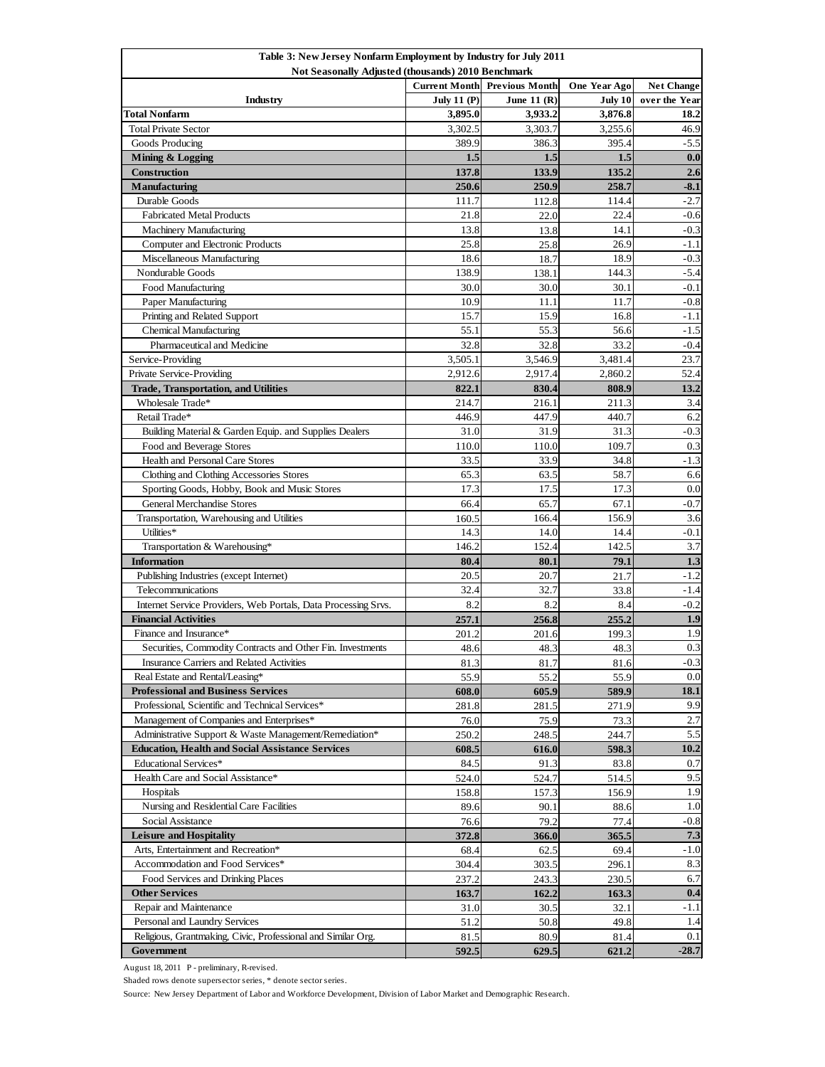**Table 3: New Jersey Nonfarm Employment by Industry for July 2011**
**Not Seasonally Adjusted (thousands) 2010 Benchmark**

| Industry | Current Month July 11 (P) | Previous Month June 11 (R) | One Year Ago July 10 | Net Change over the Year |
|---|---|---|---|---|
| **Total Nonfarm** | **3,895.0** | **3,933.2** | **3,876.8** | **18.2** |
| Total Private Sector | 3,302.5 | 3,303.7 | 3,255.6 | 46.9 |
| Goods Producing | 389.9 | 386.3 | 395.4 | -5.5 |
| **Mining & Logging** | **1.5** | **1.5** | **1.5** | **0.0** |
| **Construction** | **137.8** | **133.9** | **135.2** | **2.6** |
| **Manufacturing** | **250.6** | **250.9** | **258.7** | **-8.1** |
| Durable Goods | 111.7 | 112.8 | 114.4 | -2.7 |
| Fabricated Metal Products | 21.8 | 22.0 | 22.4 | -0.6 |
| Machinery Manufacturing | 13.8 | 13.8 | 14.1 | -0.3 |
| Computer and Electronic Products | 25.8 | 25.8 | 26.9 | -1.1 |
| Miscellaneous Manufacturing | 18.6 | 18.7 | 18.9 | -0.3 |
| Nondurable Goods | 138.9 | 138.1 | 144.3 | -5.4 |
| Food Manufacturing | 30.0 | 30.0 | 30.1 | -0.1 |
| Paper Manufacturing | 10.9 | 11.1 | 11.7 | -0.8 |
| Printing and Related Support | 15.7 | 15.9 | 16.8 | -1.1 |
| Chemical Manufacturing | 55.1 | 55.3 | 56.6 | -1.5 |
| Pharmaceutical and Medicine | 32.8 | 32.8 | 33.2 | -0.4 |
| Service-Providing | 3,505.1 | 3,546.9 | 3,481.4 | 23.7 |
| Private Service-Providing | 2,912.6 | 2,917.4 | 2,860.2 | 52.4 |
| **Trade, Transportation, and Utilities** | **822.1** | **830.4** | **808.9** | **13.2** |
| Wholesale Trade* | 214.7 | 216.1 | 211.3 | 3.4 |
| Retail Trade* | 446.9 | 447.9 | 440.7 | 6.2 |
| Building Material & Garden Equip. and Supplies Dealers | 31.0 | 31.9 | 31.3 | -0.3 |
| Food and Beverage Stores | 110.0 | 110.0 | 109.7 | 0.3 |
| Health and Personal Care Stores | 33.5 | 33.9 | 34.8 | -1.3 |
| Clothing and Clothing Accessories Stores | 65.3 | 63.5 | 58.7 | 6.6 |
| Sporting Goods, Hobby, Book and Music Stores | 17.3 | 17.5 | 17.3 | 0.0 |
| General Merchandise Stores | 66.4 | 65.7 | 67.1 | -0.7 |
| Transportation, Warehousing and Utilities | 160.5 | 166.4 | 156.9 | 3.6 |
| Utilities* | 14.3 | 14.0 | 14.4 | -0.1 |
| Transportation & Warehousing* | 146.2 | 152.4 | 142.5 | 3.7 |
| **Information** | **80.4** | **80.1** | **79.1** | **1.3** |
| Publishing Industries (except Internet) | 20.5 | 20.7 | 21.7 | -1.2 |
| Telecommunications | 32.4 | 32.7 | 33.8 | -1.4 |
| Internet Service Providers, Web Portals, Data Processing Srvs. | 8.2 | 8.2 | 8.4 | -0.2 |
| **Financial Activities** | **257.1** | **256.8** | **255.2** | **1.9** |
| Finance and Insurance* | 201.2 | 201.6 | 199.3 | 1.9 |
| Securities, Commodity Contracts and Other Fin. Investments | 48.6 | 48.3 | 48.3 | 0.3 |
| Insurance Carriers and Related Activities | 81.3 | 81.7 | 81.6 | -0.3 |
| Real Estate and Rental/Leasing* | 55.9 | 55.2 | 55.9 | 0.0 |
| **Professional and Business Services** | **608.0** | **605.9** | **589.9** | **18.1** |
| Professional, Scientific and Technical Services* | 281.8 | 281.5 | 271.9 | 9.9 |
| Management of Companies and Enterprises* | 76.0 | 75.9 | 73.3 | 2.7 |
| Administrative Support & Waste Management/Remediation* | 250.2 | 248.5 | 244.7 | 5.5 |
| **Education, Health and Social Assistance Services** | **608.5** | **616.0** | **598.3** | **10.2** |
| Educational Services* | 84.5 | 91.3 | 83.8 | 0.7 |
| Health Care and Social Assistance* | 524.0 | 524.7 | 514.5 | 9.5 |
| Hospitals | 158.8 | 157.3 | 156.9 | 1.9 |
| Nursing and Residential Care Facilities | 89.6 | 90.1 | 88.6 | 1.0 |
| Social Assistance | 76.6 | 79.2 | 77.4 | -0.8 |
| **Leisure and Hospitality** | **372.8** | **366.0** | **365.5** | **7.3** |
| Arts, Entertainment and Recreation* | 68.4 | 62.5 | 69.4 | -1.0 |
| Accommodation and Food Services* | 304.4 | 303.5 | 296.1 | 8.3 |
| Food Services and Drinking Places | 237.2 | 243.3 | 230.5 | 6.7 |
| **Other Services** | **163.7** | **162.2** | **163.3** | **0.4** |
| Repair and Maintenance | 31.0 | 30.5 | 32.1 | -1.1 |
| Personal and Laundry Services | 51.2 | 50.8 | 49.8 | 1.4 |
| Religious, Grantmaking, Civic, Professional and Similar Org. | 81.5 | 80.9 | 81.4 | 0.1 |
| **Government** | **592.5** | **629.5** | **621.2** | **-28.7** |

August 18, 2011 P - preliminary, R-revised.

Shaded rows denote supersector series, * denote sector series.

Source: New Jersey Department of Labor and Workforce Development, Division of Labor Market and Demographic Research.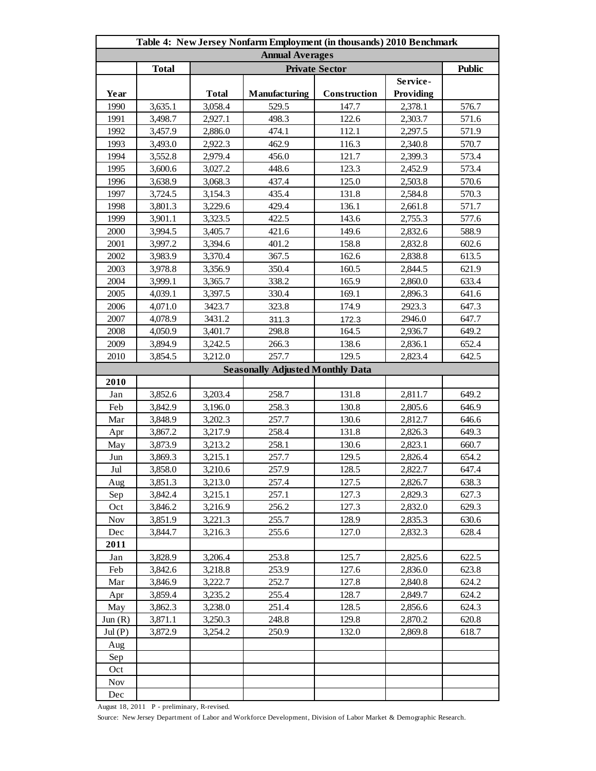# Table 4: New Jersey Nonfarm Employment (in thousands) 2010 Benchmark

| Year | Total | Private Sector | | | | Public |
|---|---|---|---|---|---|---|
| | | Total | Manufacturing | Construction | Service-Providing | |
| **Annual Averages** | | | | | | |
| 1990 | 3,635.1 | 3,058.4 | 529.5 | 147.7 | 2,378.1 | 576.7 |
| 1991 | 3,498.7 | 2,927.1 | 498.3 | 122.6 | 2,303.7 | 571.6 |
| 1992 | 3,457.9 | 2,886.0 | 474.1 | 112.1 | 2,297.5 | 571.9 |
| 1993 | 3,493.0 | 2,922.3 | 462.9 | 116.3 | 2,340.8 | 570.7 |
| 1994 | 3,552.8 | 2,979.4 | 456.0 | 121.7 | 2,399.3 | 573.4 |
| 1995 | 3,600.6 | 3,027.2 | 448.6 | 123.3 | 2,452.9 | 573.4 |
| 1996 | 3,638.9 | 3,068.3 | 437.4 | 125.0 | 2,503.8 | 570.6 |
| 1997 | 3,724.5 | 3,154.3 | 435.4 | 131.8 | 2,584.8 | 570.3 |
| 1998 | 3,801.3 | 3,229.6 | 429.4 | 136.1 | 2,661.8 | 571.7 |
| 1999 | 3,901.1 | 3,323.5 | 422.5 | 143.6 | 2,755.3 | 577.6 |
| 2000 | 3,994.5 | 3,405.7 | 421.6 | 149.6 | 2,832.6 | 588.9 |
| 2001 | 3,997.2 | 3,394.6 | 401.2 | 158.8 | 2,832.8 | 602.6 |
| 2002 | 3,983.9 | 3,370.4 | 367.5 | 162.6 | 2,838.8 | 613.5 |
| 2003 | 3,978.8 | 3,356.9 | 350.4 | 160.5 | 2,844.5 | 621.9 |
| 2004 | 3,999.1 | 3,365.7 | 338.2 | 165.9 | 2,860.0 | 633.4 |
| 2005 | 4,039.1 | 3,397.5 | 330.4 | 169.1 | 2,896.3 | 641.6 |
| 2006 | 4,071.0 | 3423.7 | 323.8 | 174.9 | 2923.3 | 647.3 |
| 2007 | 4,078.9 | 3431.2 | 311.3 | 172.3 | 2946.0 | 647.7 |
| 2008 | 4,050.9 | 3,401.7 | 298.8 | 164.5 | 2,936.7 | 649.2 |
| 2009 | 3,894.9 | 3,242.5 | 266.3 | 138.6 | 2,836.1 | 652.4 |
| 2010 | 3,854.5 | 3,212.0 | 257.7 | 129.5 | 2,823.4 | 642.5 |
| **Seasonally Adjusted Monthly Data** | | | | | | |
| **2010** | | | | | | |
| Jan | 3,852.6 | 3,203.4 | 258.7 | 131.8 | 2,811.7 | 649.2 |
| Feb | 3,842.9 | 3,196.0 | 258.3 | 130.8 | 2,805.6 | 646.9 |
| Mar | 3,848.9 | 3,202.3 | 257.7 | 130.6 | 2,812.7 | 646.6 |
| Apr | 3,867.2 | 3,217.9 | 258.4 | 131.8 | 2,826.3 | 649.3 |
| May | 3,873.9 | 3,213.2 | 258.1 | 130.6 | 2,823.1 | 660.7 |
| Jun | 3,869.3 | 3,215.1 | 257.7 | 129.5 | 2,826.4 | 654.2 |
| Jul | 3,858.0 | 3,210.6 | 257.9 | 128.5 | 2,822.7 | 647.4 |
| Aug | 3,851.3 | 3,213.0 | 257.4 | 127.5 | 2,826.7 | 638.3 |
| Sep | 3,842.4 | 3,215.1 | 257.1 | 127.3 | 2,829.3 | 627.3 |
| Oct | 3,846.2 | 3,216.9 | 256.2 | 127.3 | 2,832.0 | 629.3 |
| Nov | 3,851.9 | 3,221.3 | 255.7 | 128.9 | 2,835.3 | 630.6 |
| Dec | 3,844.7 | 3,216.3 | 255.6 | 127.0 | 2,832.3 | 628.4 |
| **2011** | | | | | | |
| Jan | 3,828.9 | 3,206.4 | 253.8 | 125.7 | 2,825.6 | 622.5 |
| Feb | 3,842.6 | 3,218.8 | 253.9 | 127.6 | 2,836.0 | 623.8 |
| Mar | 3,846.9 | 3,222.7 | 252.7 | 127.8 | 2,840.8 | 624.2 |
| Apr | 3,859.4 | 3,235.2 | 255.4 | 128.7 | 2,849.7 | 624.2 |
| May | 3,862.3 | 3,238.0 | 251.4 | 128.5 | 2,856.6 | 624.3 |
| Jun (R) | 3,871.1 | 3,250.3 | 248.8 | 129.8 | 2,870.2 | 620.8 |
| Jul (P) | 3,872.9 | 3,254.2 | 250.9 | 132.0 | 2,869.8 | 618.7 |
| Aug | | | | | | |
| Sep | | | | | | |
| Oct | | | | | | |
| Nov | | | | | | |
| Dec | | | | | | |

August 18, 2011 P - preliminary, R-revised.

Source: New Jersey Department of Labor and Workforce Development, Division of Labor Market & Demographic Research.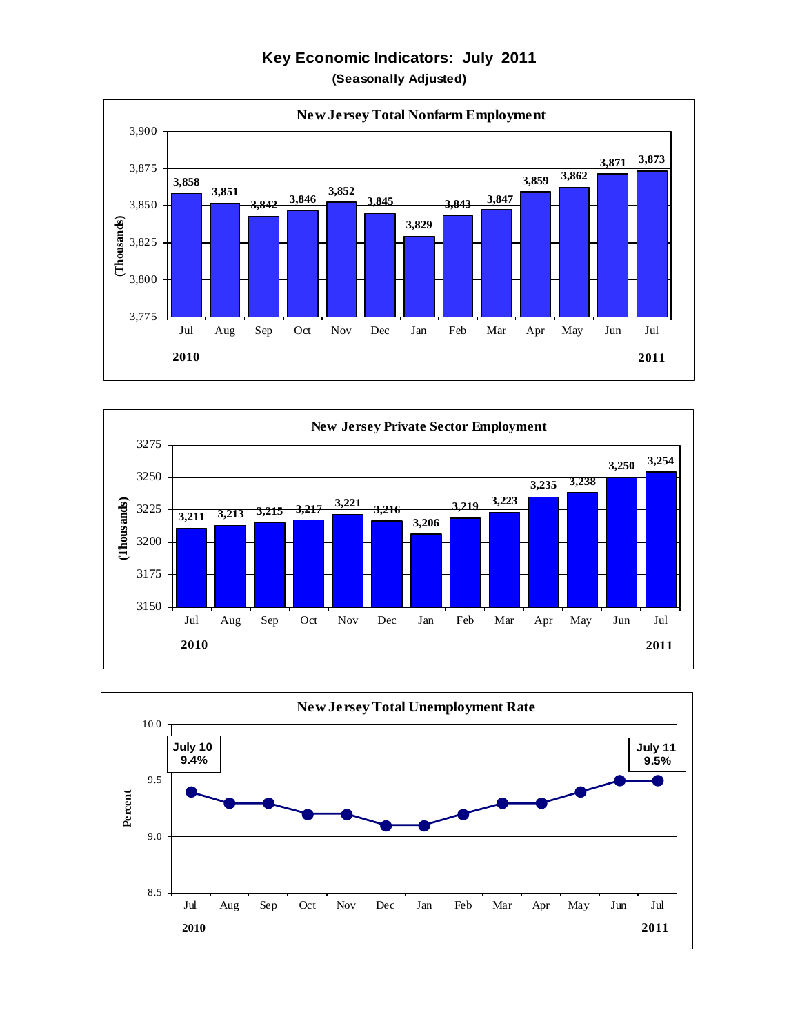# Key Economic Indicators: July 2011

**(Seasonally Adjusted)**

**New Jersey Total Nonfarm Employment**

(Thousands)

3,900
3,875
3,850
3,825
3,800
3,775

3,858 3,851 3,842 3,846 3,852 3,845 3,829 3,843 3,847 3,859 3,862 3,871 3,873

Jul Aug Sep Oct Nov Dec Jan Feb Mar Apr May Jun Jul

2010 2011

**New Jersey Private Sector Employment**

(Thousands)

3275
3250
3225
3200
3175
3150

3,211 3,213 3,215 3,217 3,221 3,216 3,206 3,219 3,223 3,235 3,238 3,250 3,254

Jul Aug Sep Oct Nov Dec Jan Feb Mar Apr May Jun Jul

2010 2011

**New Jersey Total Unemployment Rate**

Percent

10.0
9.5
9.0
8.5

July 10
9.4%

July 11
9.5%

Jul Aug Sep Oct Nov Dec Jan Feb Mar Apr May Jun Jul

2010 2011